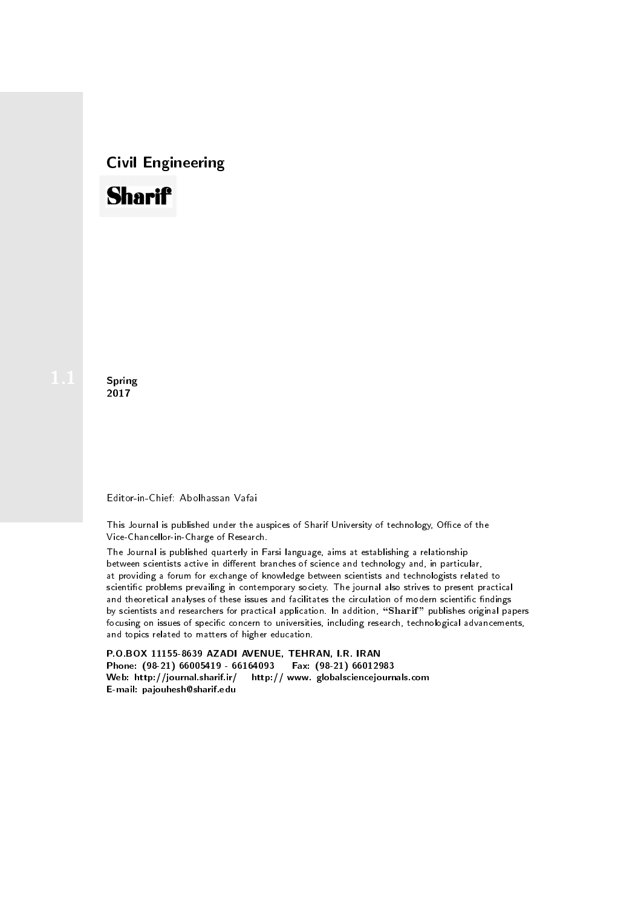# Civil Engineering

**Sharif**

1.1

**Spring**
**2017**

Editor-in-Chief: Abolhassan Vafai

This Journal is published under the auspices of Sharif University of technology, Office of the Vice-Chancellor-in-Charge of Research.

The Journal is published quarterly in Farsi language, aims at establishing a relationship between scientists active in different branches of science and technology and, in particular, at providing a forum for exchange of knowledge between scientists and technologists related to scientific problems prevailing in contemporary society. The journal also strives to present practical and theoretical analyses of these issues and facilitates the circulation of modern scientific findings by scientists and researchers for practical application. In addition, "**Sharif**" publishes original papers focusing on issues of specific concern to universities, including research, technological advancements, and topics related to matters of higher education.

**P.O.BOX 11155-8639 AZADI AVENUE, TEHRAN, I.R. IRAN**
**Phone: (98-21) 66005419 - 66164093 Fax: (98-21) 66012983**
**Web: http://journal.sharif.ir/ http:// www. globalsciencejournals.com**
**E-mail: pajouhesh@sharif.edu**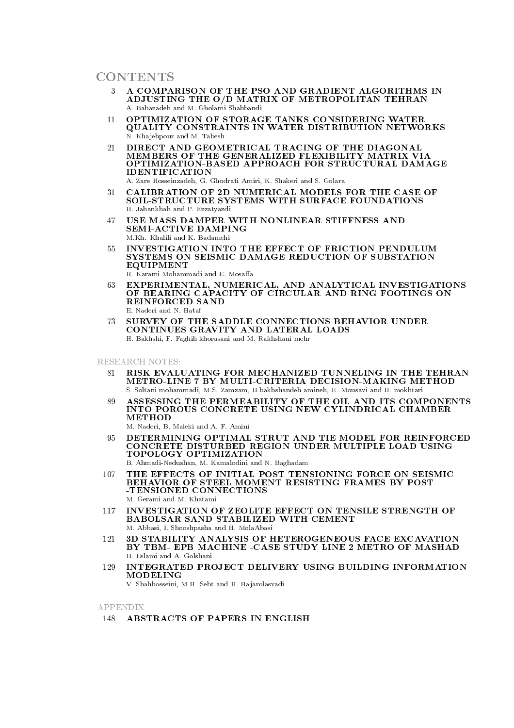# CONTENTS

3 **A COMPARISON OF THE PSO AND GRADIENT ALGORITHMS IN ADJUSTING THE O/D MATRIX OF METROPOLITAN TEHRAN**
A. Babazadeh and M. Gholami Shahbandi

11 **OPTIMIZATION OF STORAGE TANKS CONSIDERING WATER QUALITY CONSTRAINTS IN WATER DISTRIBUTION NETWORKS**
N. Khajehpour and M. Tabesh

21 **DIRECT AND GEOMETRICAL TRACING OF THE DIAGONAL MEMBERS OF THE GENERALIZED FLEXIBILITY MATRIX VIA OPTIMIZATION-BASED APPROACH FOR STRUCTURAL DAMAGE IDENTIFICATION**
A. Zare Hosseinzadeh, G. Ghodrati Amiri, K. Shakeri and S. Golara

31 **CALIBRATION OF 2D NUMERICAL MODELS FOR THE CASE OF SOIL-STRUCTURE SYSTEMS WITH SURFACE FOUNDATIONS**
H. Jahankhah and P. Ezzatyazdi

47 **USE MASS DAMPER WITH NONLINEAR STIFFNESS AND SEMI-ACTIVE DAMPING**
M.Kh. Khalili and K. Badamchi

55 **INVESTIGATION INTO THE EFFECT OF FRICTION PENDULUM SYSTEMS ON SEISMIC DAMAGE REDUCTION OF SUBSTATION EQUIPMENT**
R. Karami Mohammadi and E. Mosaffa

63 **EXPERIMENTAL, NUMERICAL, AND ANALYTICAL INVESTIGATIONS OF BEARING CAPACITY OF CIRCULAR AND RING FOOTINGS ON REINFORCED SAND**
E. Naderi and N. Hataf

73 **SURVEY OF THE SADDLE CONNECTIONS BEHAVIOR UNDER CONTINUES GRAVITY AND LATERAL LOADS**
H. Bakhshi, F. Faghih khorasani and M. Rakhshani mehr

## RESEARCH NOTES:

81 **RISK EVALUATING FOR MECHANIZED TUNNELING IN THE TEHRAN METRO-LINE 7 BY MULTI-CRITERIA DECISION-MAKING METHOD**
S. Soltani mohammadi, M.S. Zamzam, H.bakhshandeh amineh, E. Mousavi and H. mokhtari

89 **ASSESSING THE PERMEABILITY OF THE OIL AND ITS COMPONENTS INTO POROUS CONCRETE USING NEW CYLINDRICAL CHAMBER METHOD**
M. Naderi, B. Maleki and A. F. Amini

95 **DETERMINING OPTIMAL STRUT-AND-TIE MODEL FOR REINFORCED CONCRETE DISTURBED REGION UNDER MULTIPLE LOAD USING TOPOLOGY OPTIMIZATION**
B. Ahmadi-Nedushan, M. Kamalodini and N. Baghadam

107 **THE EFFECTS OF INITIAL POST TENSIONING FORCE ON SEISMIC BEHAVIOR OF STEEL MOMENT RESISTING FRAMES BY POST -TENSIONED CONNECTIONS**
M. Gerami and M. Khatami

117 **INVESTIGATION OF ZEOLITE EFFECT ON TENSILE STRENGTH OF BABOLSAR SAND STABILIZED WITH CEMENT**
M. Abbasi, I. Shooshpasha and H. MolaAbasi

121 **3D STABILITY ANALYSIS OF HETEROGENEOUS FACE EXCAVATION BY TBM- EPB MACHINE -CASE STUDY LINE 2 METRO OF MASHAD**
B. Eslami and A. Golshani

129 **INTEGRATED PROJECT DELIVERY USING BUILDING INFORMATION MODELING**
V. Shahhosseini, M.H. Sebt and H. Hajarolasvadi

## APPENDIX

148 **ABSTRACTS OF PAPERS IN ENGLISH**